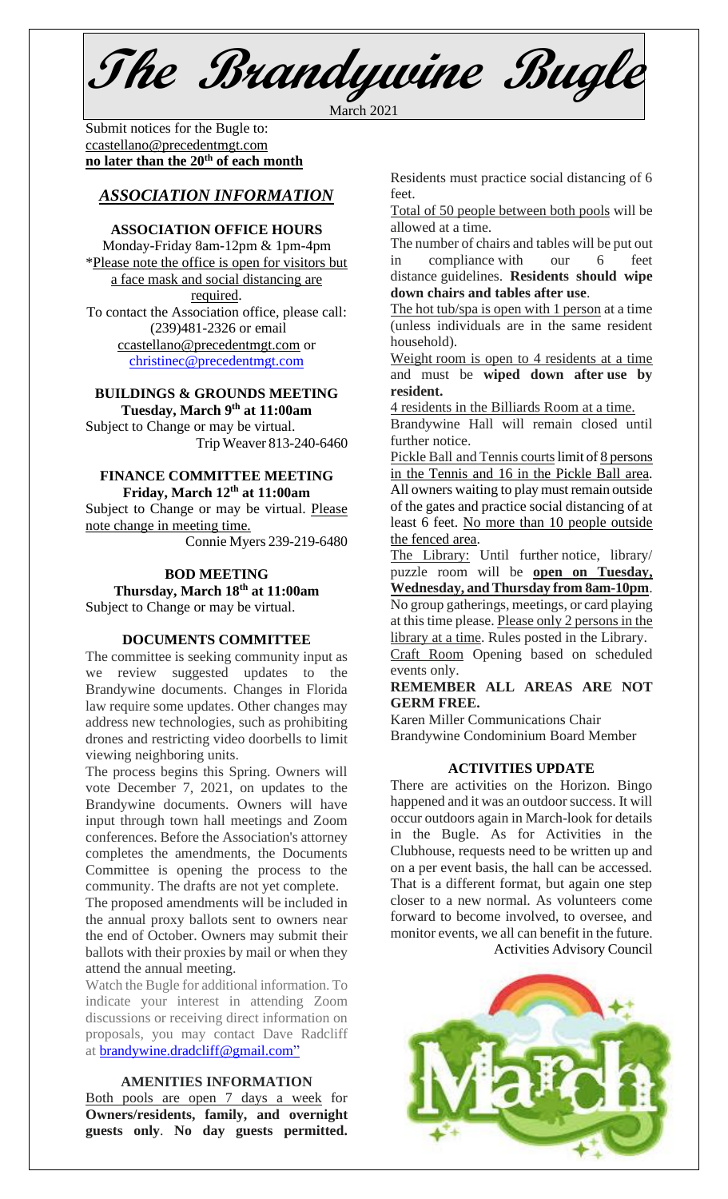# The Brandywine Bugle

March 2021

Submit notices for the Bugle to: ccastellano@precedentmgt.com
**no later than the 20th of each month**

## *ASSOCIATION INFORMATION*

### ASSOCIATION OFFICE HOURS

Monday-Friday 8am-12pm & 1pm-4pm
*Please note the office is open for visitors but a face mask and social distancing are required.
To contact the Association office, please call: (239)481-2326 or email ccastellano@precedentmgt.com or christinec@precedentmgt.com

### BUILDINGS & GROUNDS MEETING
**Tuesday, March 9th at 11:00am**

Subject to Change or may be virtual.
Trip Weaver 813-240-6460

### FINANCE COMMITTEE MEETING
**Friday, March 12th at 11:00am**

Subject to Change or may be virtual. Please note change in meeting time.
Connie Myers 239-219-6480

### BOD MEETING
**Thursday, March 18th at 11:00am**

Subject to Change or may be virtual.

### DOCUMENTS COMMITTEE

The committee is seeking community input as we review suggested updates to the Brandywine documents. Changes in Florida law require some updates. Other changes may address new technologies, such as prohibiting drones and restricting video doorbells to limit viewing neighboring units.

The process begins this Spring. Owners will vote December 7, 2021, on updates to the Brandywine documents. Owners will have input through town hall meetings and Zoom conferences. Before the Association's attorney completes the amendments, the Documents Committee is opening the process to the community. The drafts are not yet complete.

The proposed amendments will be included in the annual proxy ballots sent to owners near the end of October. Owners may submit their ballots with their proxies by mail or when they attend the annual meeting.

Watch the Bugle for additional information. To indicate your interest in attending Zoom discussions or receiving direct information on proposals, you may contact Dave Radcliff at brandywine.dradcliff@gmail.com"

### AMENITIES INFORMATION

Both pools are open 7 days a week for **Owners/residents, family, and overnight guests only**. **No day guests permitted.** Residents must practice social distancing of 6 feet.

Total of 50 people between both pools will be allowed at a time.

The number of chairs and tables will be put out in compliance with our 6 feet distance guidelines. **Residents should wipe down chairs and tables after use**.

The hot tub/spa is open with 1 person at a time (unless individuals are in the same resident household).

Weight room is open to 4 residents at a time and must be **wiped down after use by resident.**

4 residents in the Billiards Room at a time.

Brandywine Hall will remain closed until further notice.

Pickle Ball and Tennis courts limit of 8 persons in the Tennis and 16 in the Pickle Ball area. All owners waiting to play must remain outside of the gates and practice social distancing of at least 6 feet. No more than 10 people outside the fenced area.

The Library: Until further notice, library/ puzzle room will be **open on Tuesday, Wednesday, and Thursday from 8am-10pm**. No group gatherings, meetings, or card playing at this time please. Please only 2 persons in the library at a time. Rules posted in the Library.

Craft Room Opening based on scheduled events only.

**REMEMBER ALL AREAS ARE NOT GERM FREE.**

Karen Miller Communications Chair
Brandywine Condominium Board Member

### ACTIVITIES UPDATE

There are activities on the Horizon. Bingo happened and it was an outdoor success. It will occur outdoors again in March-look for details in the Bugle. As for Activities in the Clubhouse, requests need to be written up and on a per event basis, the hall can be accessed. That is a different format, but again one step closer to a new normal. As volunteers come forward to become involved, to oversee, and monitor events, we all can benefit in the future.
Activities Advisory Council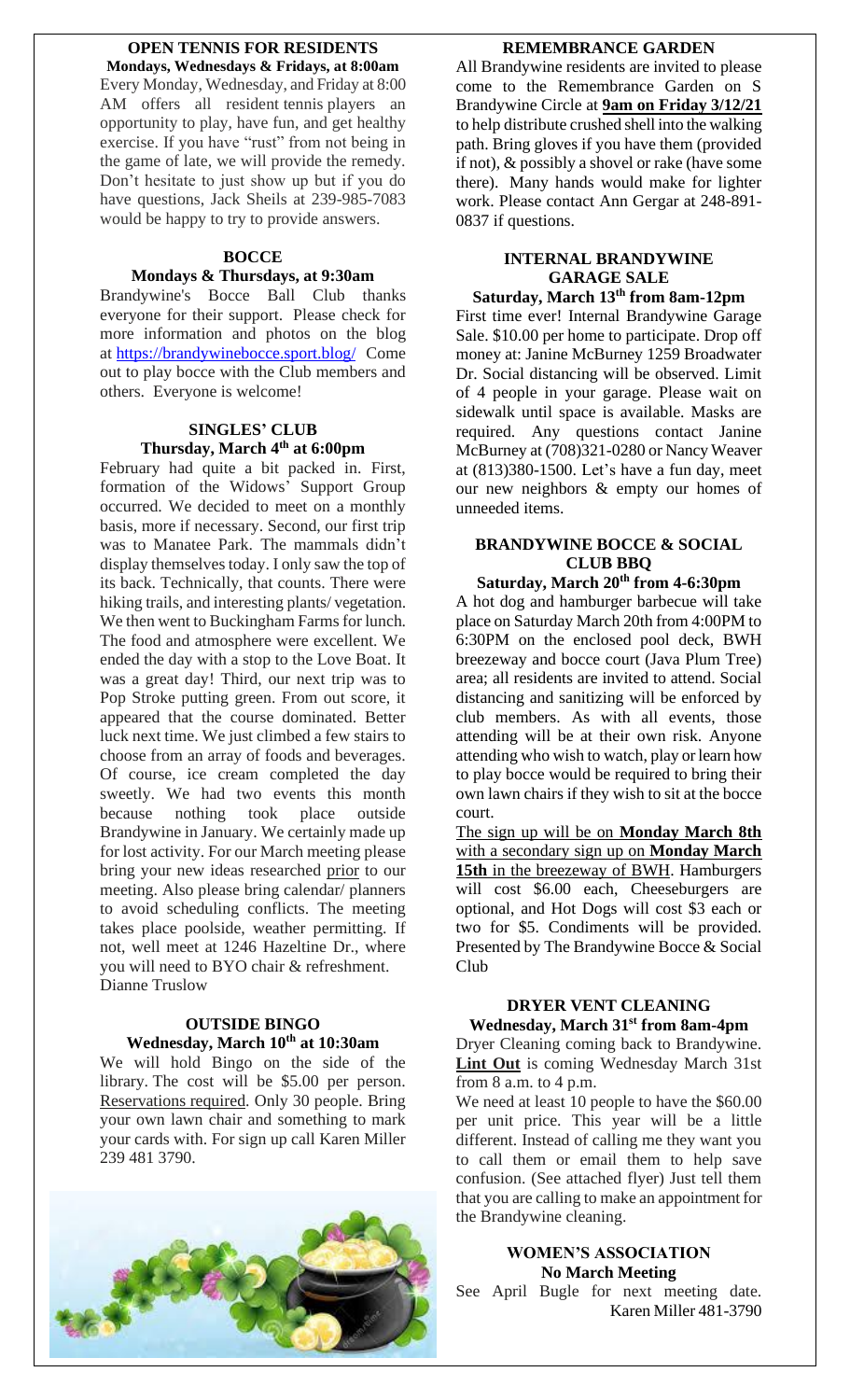## OPEN TENNIS FOR RESIDENTS

**Mondays, Wednesdays & Fridays, at 8:00am**

Every Monday, Wednesday, and Friday at 8:00 AM offers all resident tennis players an opportunity to play, have fun, and get healthy exercise. If you have "rust" from not being in the game of late, we will provide the remedy. Don't hesitate to just show up but if you do have questions, Jack Sheils at 239-985-7083 would be happy to try to provide answers.

## BOCCE

**Mondays & Thursdays, at 9:30am**

Brandywine's Bocce Ball Club thanks everyone for their support. Please check for more information and photos on the blog at https://brandywinebocce.sport.blog/ Come out to play bocce with the Club members and others. Everyone is welcome!

## SINGLES' CLUB

**Thursday, March 4th at 6:00pm**

February had quite a bit packed in. First, formation of the Widows' Support Group occurred. We decided to meet on a monthly basis, more if necessary. Second, our first trip was to Manatee Park. The mammals didn't display themselves today. I only saw the top of its back. Technically, that counts. There were hiking trails, and interesting plants/ vegetation. We then went to Buckingham Farms for lunch. The food and atmosphere were excellent. We ended the day with a stop to the Love Boat. It was a great day! Third, our next trip was to Pop Stroke putting green. From out score, it appeared that the course dominated. Better luck next time. We just climbed a few stairs to choose from an array of foods and beverages. Of course, ice cream completed the day sweetly. We had two events this month because nothing took place outside Brandywine in January. We certainly made up for lost activity. For our March meeting please bring your new ideas researched prior to our meeting. Also please bring calendar/ planners to avoid scheduling conflicts. The meeting takes place poolside, weather permitting. If not, well meet at 1246 Hazeltine Dr., where you will need to BYO chair & refreshment.
Dianne Truslow

## OUTSIDE BINGO

**Wednesday, March 10th at 10:30am**

We will hold Bingo on the side of the library. The cost will be $5.00 per person. Reservations required. Only 30 people. Bring your own lawn chair and something to mark your cards with. For sign up call Karen Miller 239 481 3790.

## REMEMBRANCE GARDEN

All Brandywine residents are invited to please come to the Remembrance Garden on S Brandywine Circle at **9am on Friday 3/12/21** to help distribute crushed shell into the walking path. Bring gloves if you have them (provided if not), & possibly a shovel or rake (have some there). Many hands would make for lighter work. Please contact Ann Gergar at 248-891-0837 if questions.

## INTERNAL BRANDYWINE GARAGE SALE

**Saturday, March 13th from 8am-12pm**

First time ever! Internal Brandywine Garage Sale. $10.00 per home to participate. Drop off money at: Janine McBurney 1259 Broadwater Dr. Social distancing will be observed. Limit of 4 people in your garage. Please wait on sidewalk until space is available. Masks are required. Any questions contact Janine McBurney at (708)321-0280 or Nancy Weaver at (813)380-1500. Let's have a fun day, meet our new neighbors & empty our homes of unneeded items.

## BRANDYWINE BOCCE & SOCIAL CLUB BBQ

**Saturday, March 20th from 4-6:30pm**

A hot dog and hamburger barbecue will take place on Saturday March 20th from 4:00PM to 6:30PM on the enclosed pool deck, BWH breezeway and bocce court (Java Plum Tree) area; all residents are invited to attend. Social distancing and sanitizing will be enforced by club members. As with all events, those attending will be at their own risk. Anyone attending who wish to watch, play or learn how to play bocce would be required to bring their own lawn chairs if they wish to sit at the bocce court.

The sign up will be on **Monday March 8th** with a secondary sign up on **Monday March 15th** in the breezeway of BWH. Hamburgers will cost $6.00 each, Cheeseburgers are optional, and Hot Dogs will cost $3 each or two for $5. Condiments will be provided. Presented by The Brandywine Bocce & Social Club

## DRYER VENT CLEANING

**Wednesday, March 31st from 8am-4pm**

Dryer Cleaning coming back to Brandywine. **Lint Out** is coming Wednesday March 31st from 8 a.m. to 4 p.m.

We need at least 10 people to have the $60.00 per unit price. This year will be a little different. Instead of calling me they want you to call them or email them to help save confusion. (See attached flyer) Just tell them that you are calling to make an appointment for the Brandywine cleaning.

## WOMEN'S ASSOCIATION

**No March Meeting**

See April Bugle for next meeting date.
Karen Miller 481-3790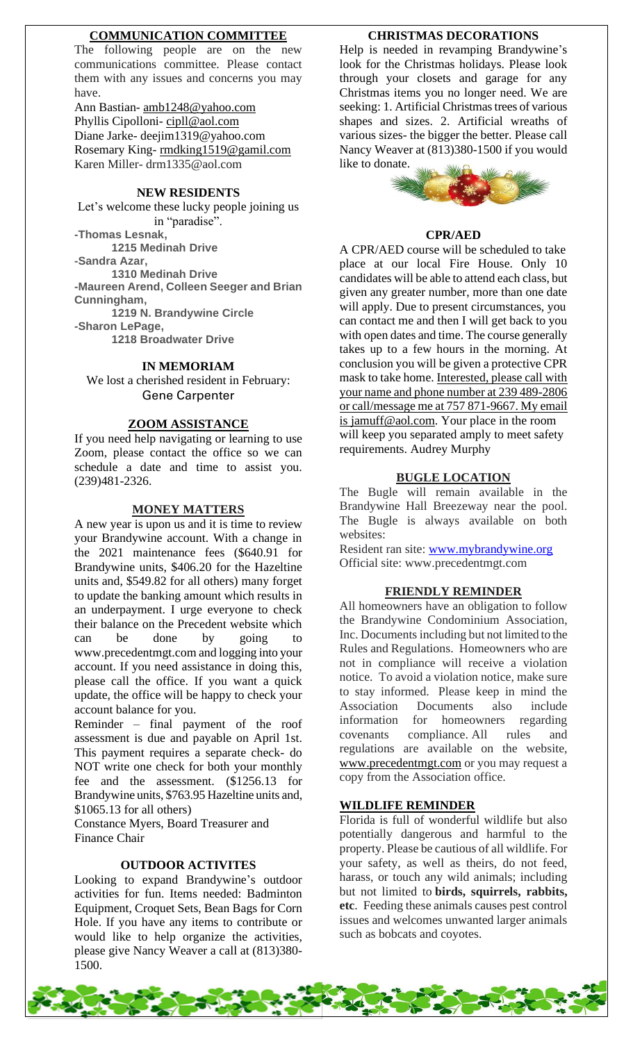## COMMUNICATION COMMITTEE

The following people are on the new communications committee. Please contact them with any issues and concerns you may have.

Ann Bastian- amb1248@yahoo.com
Phyllis Cipolloni- cipll@aol.com
Diane Jarke- deejim1319@yahoo.com
Rosemary King- rmdking1519@gamil.com
Karen Miller- drm1335@aol.com

## NEW RESIDENTS

Let's welcome these lucky people joining us in "paradise".

**-Thomas Lesnak,**
**1215 Medinah Drive**
**-Sandra Azar,**
**1310 Medinah Drive**
**-Maureen Arend, Colleen Seeger and Brian Cunningham,**
**1219 N. Brandywine Circle**
**-Sharon LePage,**
**1218 Broadwater Drive**

## IN MEMORIAM

We lost a cherished resident in February:
Gene Carpenter

## ZOOM ASSISTANCE

If you need help navigating or learning to use Zoom, please contact the office so we can schedule a date and time to assist you. (239)481-2326.

## MONEY MATTERS

A new year is upon us and it is time to review your Brandywine account. With a change in the 2021 maintenance fees ($640.91 for Brandywine units, $406.20 for the Hazeltine units and, $549.82 for all others) many forget to update the banking amount which results in an underpayment. I urge everyone to check their balance on the Precedent website which can be done by going to www.precedentmgt.com and logging into your account. If you need assistance in doing this, please call the office. If you want a quick update, the office will be happy to check your account balance for you.

Reminder – final payment of the roof assessment is due and payable on April 1st. This payment requires a separate check- do NOT write one check for both your monthly fee and the assessment. ($1256.13 for Brandywine units, $763.95 Hazeltine units and, $1065.13 for all others)

Constance Myers, Board Treasurer and Finance Chair

## OUTDOOR ACTIVITES

Looking to expand Brandywine's outdoor activities for fun. Items needed: Badminton Equipment, Croquet Sets, Bean Bags for Corn Hole. If you have any items to contribute or would like to help organize the activities, please give Nancy Weaver a call at (813)380-1500.

## CHRISTMAS DECORATIONS

Help is needed in revamping Brandywine's look for the Christmas holidays. Please look through your closets and garage for any Christmas items you no longer need. We are seeking: 1. Artificial Christmas trees of various shapes and sizes. 2. Artificial wreaths of various sizes- the bigger the better. Please call Nancy Weaver at (813)380-1500 if you would like to donate.

## CPR/AED

A CPR/AED course will be scheduled to take place at our local Fire House. Only 10 candidates will be able to attend each class, but given any greater number, more than one date will apply. Due to present circumstances, you can contact me and then I will get back to you with open dates and time. The course generally takes up to a few hours in the morning. At conclusion you will be given a protective CPR mask to take home. Interested, please call with your name and phone number at 239 489-2806 or call/message me at 757 871-9667. My email is jamuff@aol.com. Your place in the room will keep you separated amply to meet safety requirements. Audrey Murphy

## BUGLE LOCATION

The Bugle will remain available in the Brandywine Hall Breezeway near the pool. The Bugle is always available on both websites:

Resident ran site: www.mybrandywine.org
Official site: www.precedentmgt.com

## FRIENDLY REMINDER

All homeowners have an obligation to follow the Brandywine Condominium Association, Inc. Documents including but not limited to the Rules and Regulations. Homeowners who are not in compliance will receive a violation notice. To avoid a violation notice, make sure to stay informed. Please keep in mind the Association Documents also include information for homeowners regarding covenants compliance. All rules and regulations are available on the website, www.precedentmgt.com or you may request a copy from the Association office.

## WILDLIFE REMINDER

Florida is full of wonderful wildlife but also potentially dangerous and harmful to the property. Please be cautious of all wildlife. For your safety, as well as theirs, do not feed, harass, or touch any wild animals; including but not limited to **birds, squirrels, rabbits, etc**. Feeding these animals causes pest control issues and welcomes unwanted larger animals such as bobcats and coyotes.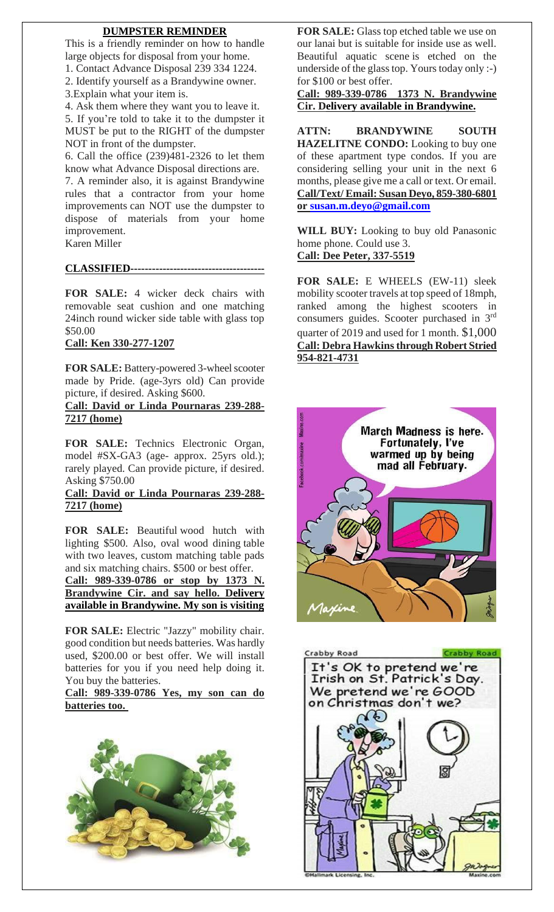## DUMPSTER REMINDER

This is a friendly reminder on how to handle large objects for disposal from your home.

1. Contact Advance Disposal 239 334 1224.
2. Identify yourself as a Brandywine owner.
3. Explain what your item is.
4. Ask them where they want you to leave it.
5. If you're told to take it to the dumpster it MUST be put to the RIGHT of the dumpster NOT in front of the dumpster.
6. Call the office (239)481-2326 to let them know what Advance Disposal directions are.
7. A reminder also, it is against Brandywine rules that a contractor from your home improvements can NOT use the dumpster to dispose of materials from your home improvement.

Karen Miller

## CLASSIFIED-------------------------------------

**FOR SALE:** 4 wicker deck chairs with removable seat cushion and one matching 24inch round wicker side table with glass top $50.00

**Call: Ken 330-277-1207**

**FOR SALE:** Battery-powered 3-wheel scooter made by Pride. (age-3yrs old) Can provide picture, if desired. Asking $600.

**Call: David or Linda Pournaras 239-288-7217 (home)**

**FOR SALE:** Technics Electronic Organ, model #SX-GA3 (age- approx. 25yrs old.); rarely played. Can provide picture, if desired. Asking $750.00

**Call: David or Linda Pournaras 239-288-7217 (home)**

**FOR SALE:** Beautiful wood hutch with lighting $500. Also, oval wood dining table with two leaves, custom matching table pads and six matching chairs. $500 or best offer.

**Call: 989-339-0786 or stop by 1373 N. Brandywine Cir. and say hello. Delivery available in Brandywine. My son is visiting**

**FOR SALE:** Electric "Jazzy" mobility chair. good condition but needs batteries. Was hardly used, $200.00 or best offer. We will install batteries for you if you need help doing it. You buy the batteries.

**Call: 989-339-0786 Yes, my son can do batteries too.**

**FOR SALE:** Glass top etched table we use on our lanai but is suitable for inside use as well. Beautiful aquatic scene is etched on the underside of the glass top. Yours today only :-) for $100 or best offer.

**Call: 989-339-0786 1373 N. Brandywine Cir. Delivery available in Brandywine.**

**ATTN: BRANDYWINE SOUTH HAZELITNE CONDO:** Looking to buy one of these apartment type condos. If you are considering selling your unit in the next 6 months, please give me a call or text. Or email.

**Call/Text/ Email: Susan Deyo, 859-380-6801 or susan.m.deyo@gmail.com**

**WILL BUY:** Looking to buy old Panasonic home phone. Could use 3.

**Call: Dee Peter, 337-5519**

**FOR SALE:** E WHEELS (EW-11) sleek mobility scooter travels at top speed of 18mph, ranked among the highest scooters in consumers guides. Scooter purchased in 3rd quarter of 2019 and used for 1 month. $1,000

**Call: Debra Hawkins through Robert Stried 954-821-4731**